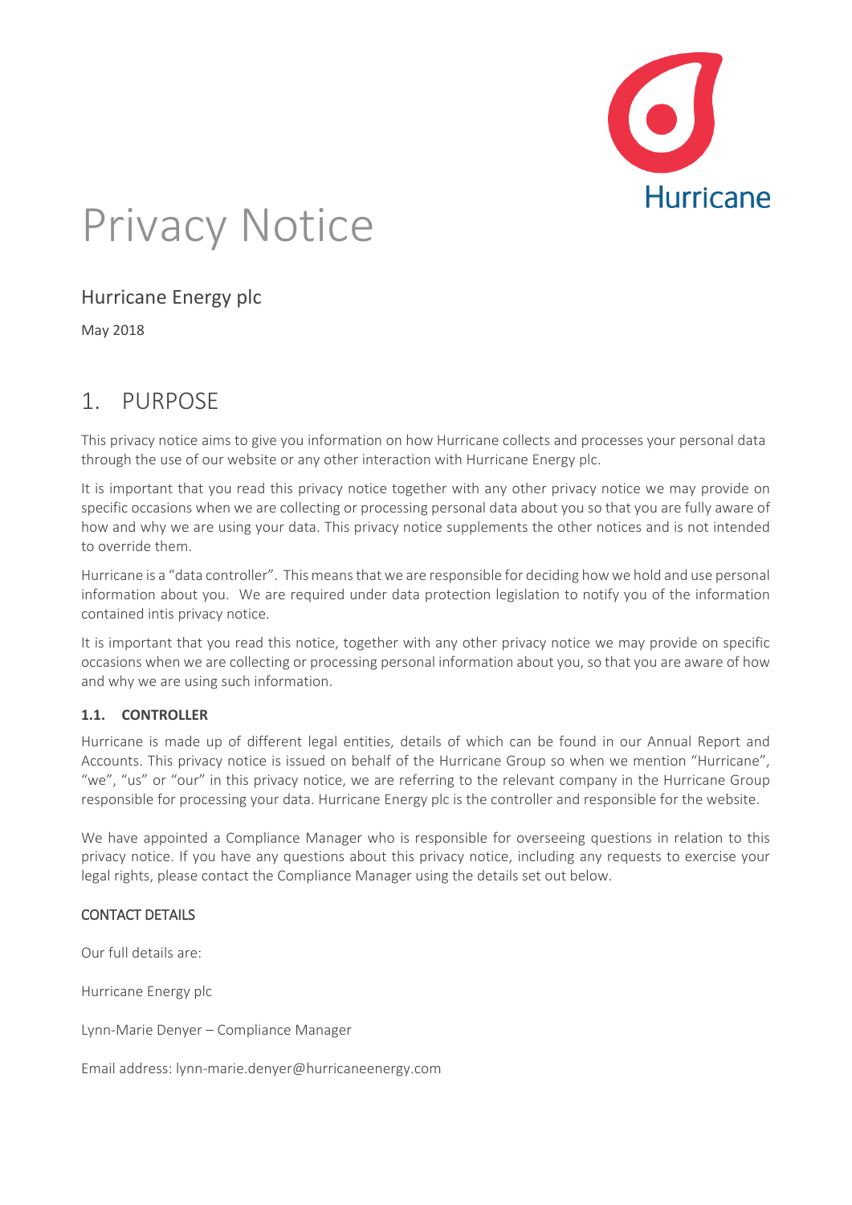# Privacy Notice

## Hurricane Energy plc

May 2018

## 1. PURPOSE

This privacy notice aims to give you information on how Hurricane collects and processes your personal data through the use of our website or any other interaction with Hurricane Energy plc.

It is important that you read this privacy notice together with any other privacy notice we may provide on specific occasions when we are collecting or processing personal data about you so that you are fully aware of how and why we are using your data. This privacy notice supplements the other notices and is not intended to override them.

Hurricane is a "data controller". This means that we are responsible for deciding how we hold and use personal information about you. We are required under data protection legislation to notify you of the information contained intis privacy notice.

It is important that you read this notice, together with any other privacy notice we may provide on specific occasions when we are collecting or processing personal information about you, so that you are aware of how and why we are using such information.

### 1.1. CONTROLLER

Hurricane is made up of different legal entities, details of which can be found in our Annual Report and Accounts. This privacy notice is issued on behalf of the Hurricane Group so when we mention "Hurricane", "we", "us" or "our" in this privacy notice, we are referring to the relevant company in the Hurricane Group responsible for processing your data. Hurricane Energy plc is the controller and responsible for the website.

We have appointed a Compliance Manager who is responsible for overseeing questions in relation to this privacy notice. If you have any questions about this privacy notice, including any requests to exercise your legal rights, please contact the Compliance Manager using the details set out below.

CONTACT DETAILS

Our full details are:

Hurricane Energy plc

Lynn-Marie Denyer – Compliance Manager

Email address: lynn-marie.denyer@hurricaneenergy.com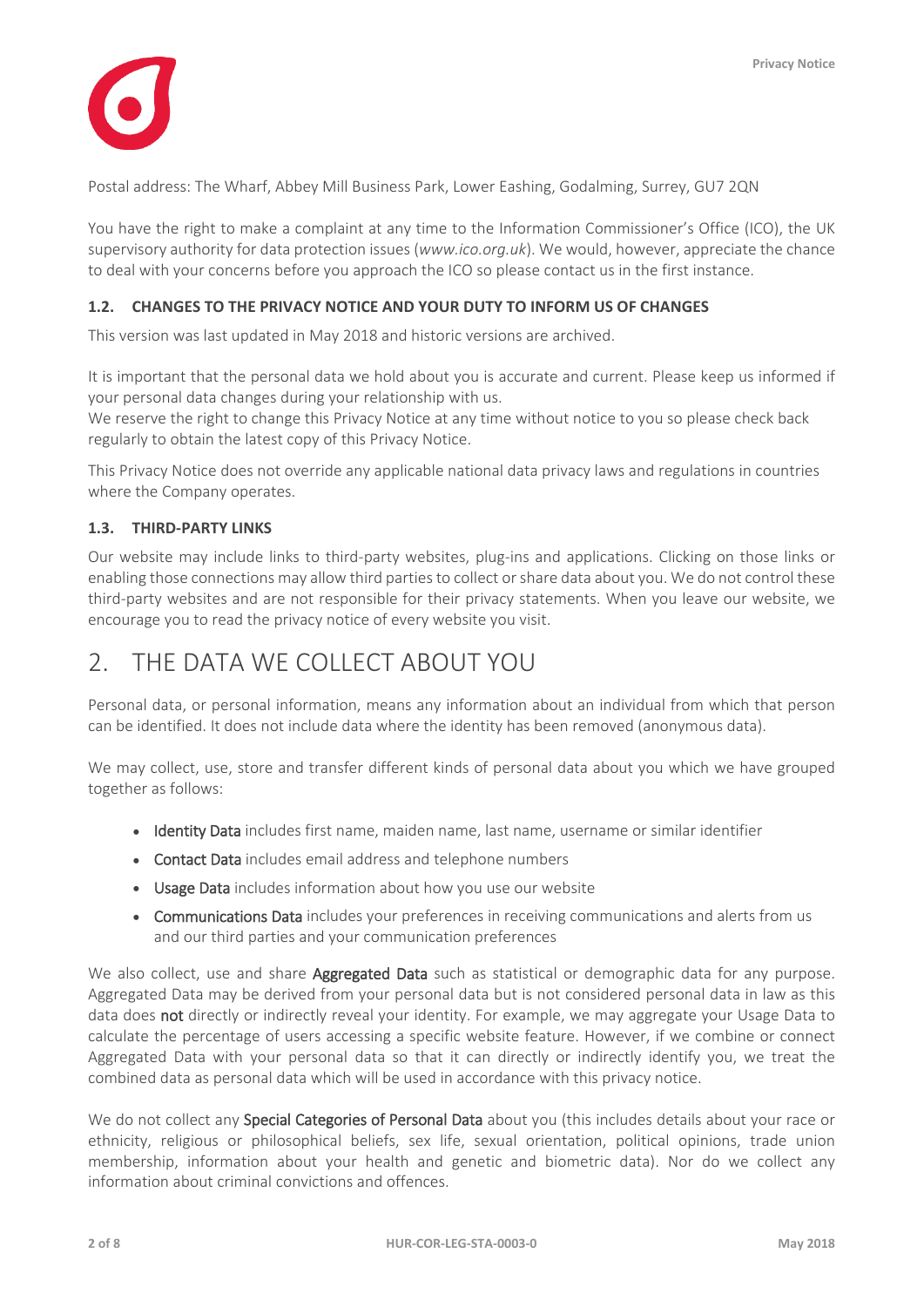Postal address: The Wharf, Abbey Mill Business Park, Lower Eashing, Godalming, Surrey, GU7 2QN

You have the right to make a complaint at any time to the Information Commissioner's Office (ICO), the UK supervisory authority for data protection issues (*www.ico.org.uk*). We would, however, appreciate the chance to deal with your concerns before you approach the ICO so please contact us in the first instance.

### 1.2. CHANGES TO THE PRIVACY NOTICE AND YOUR DUTY TO INFORM US OF CHANGES

This version was last updated in May 2018 and historic versions are archived.

It is important that the personal data we hold about you is accurate and current. Please keep us informed if your personal data changes during your relationship with us.
We reserve the right to change this Privacy Notice at any time without notice to you so please check back regularly to obtain the latest copy of this Privacy Notice.

This Privacy Notice does not override any applicable national data privacy laws and regulations in countries where the Company operates.

### 1.3. THIRD-PARTY LINKS

Our website may include links to third-party websites, plug-ins and applications. Clicking on those links or enabling those connections may allow third parties to collect or share data about you. We do not control these third-party websites and are not responsible for their privacy statements. When you leave our website, we encourage you to read the privacy notice of every website you visit.

## 2. THE DATA WE COLLECT ABOUT YOU

Personal data, or personal information, means any information about an individual from which that person can be identified. It does not include data where the identity has been removed (anonymous data).

We may collect, use, store and transfer different kinds of personal data about you which we have grouped together as follows:

- **Identity Data** includes first name, maiden name, last name, username or similar identifier
- **Contact Data** includes email address and telephone numbers
- **Usage Data** includes information about how you use our website
- **Communications Data** includes your preferences in receiving communications and alerts from us and our third parties and your communication preferences

We also collect, use and share **Aggregated Data** such as statistical or demographic data for any purpose. Aggregated Data may be derived from your personal data but is not considered personal data in law as this data does **not** directly or indirectly reveal your identity. For example, we may aggregate your Usage Data to calculate the percentage of users accessing a specific website feature. However, if we combine or connect Aggregated Data with your personal data so that it can directly or indirectly identify you, we treat the combined data as personal data which will be used in accordance with this privacy notice.

We do not collect any **Special Categories of Personal Data** about you (this includes details about your race or ethnicity, religious or philosophical beliefs, sex life, sexual orientation, political opinions, trade union membership, information about your health and genetic and biometric data). Nor do we collect any information about criminal convictions and offences.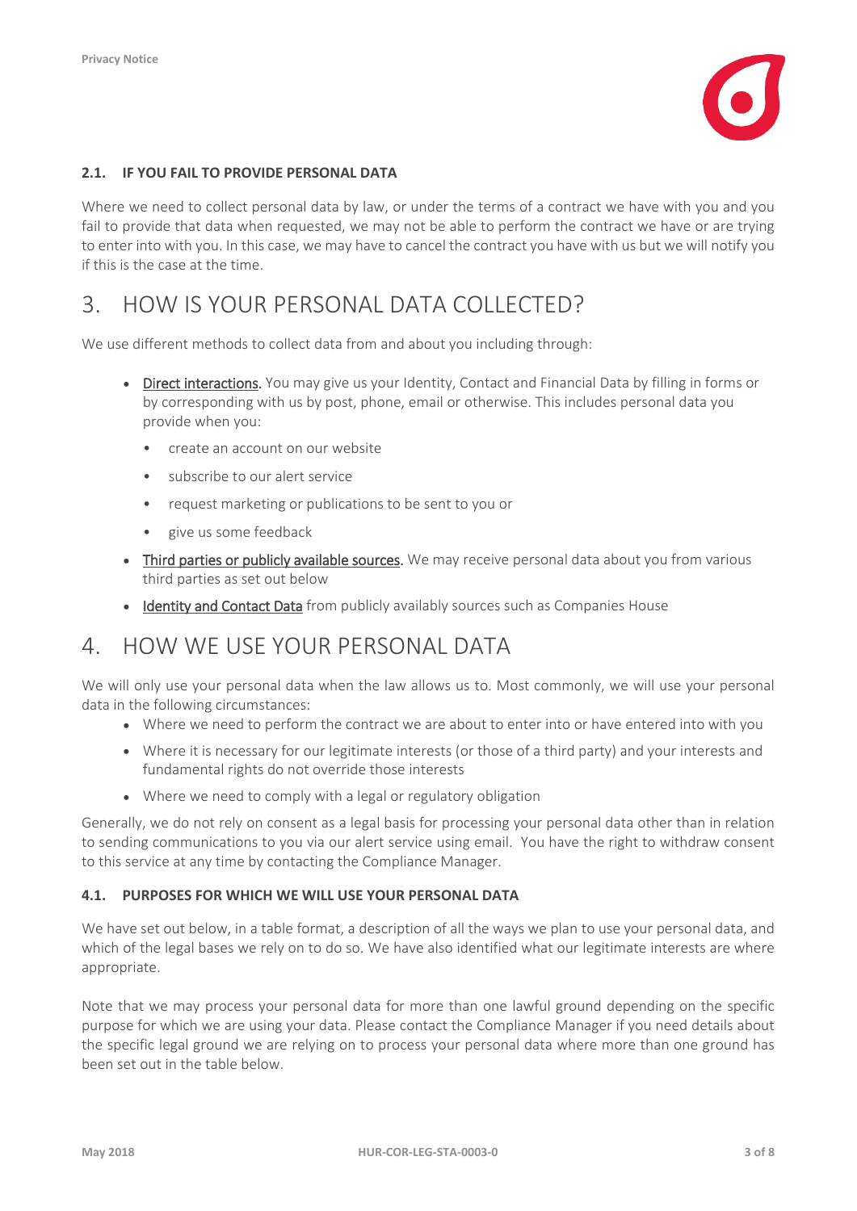### 2.1. IF YOU FAIL TO PROVIDE PERSONAL DATA

Where we need to collect personal data by law, or under the terms of a contract we have with you and you fail to provide that data when requested, we may not be able to perform the contract we have or are trying to enter into with you. In this case, we may have to cancel the contract you have with us but we will notify you if this is the case at the time.

## 3. HOW IS YOUR PERSONAL DATA COLLECTED?

We use different methods to collect data from and about you including through:

- Direct interactions. You may give us your Identity, Contact and Financial Data by filling in forms or by corresponding with us by post, phone, email or otherwise. This includes personal data you provide when you:
  - create an account on our website
  - subscribe to our alert service
  - request marketing or publications to be sent to you or
  - give us some feedback
- Third parties or publicly available sources. We may receive personal data about you from various third parties as set out below
- Identity and Contact Data from publicly availably sources such as Companies House

## 4. HOW WE USE YOUR PERSONAL DATA

We will only use your personal data when the law allows us to. Most commonly, we will use your personal data in the following circumstances:

- Where we need to perform the contract we are about to enter into or have entered into with you
- Where it is necessary for our legitimate interests (or those of a third party) and your interests and fundamental rights do not override those interests
- Where we need to comply with a legal or regulatory obligation

Generally, we do not rely on consent as a legal basis for processing your personal data other than in relation to sending communications to you via our alert service using email. You have the right to withdraw consent to this service at any time by contacting the Compliance Manager.

### 4.1. PURPOSES FOR WHICH WE WILL USE YOUR PERSONAL DATA

We have set out below, in a table format, a description of all the ways we plan to use your personal data, and which of the legal bases we rely on to do so. We have also identified what our legitimate interests are where appropriate.

Note that we may process your personal data for more than one lawful ground depending on the specific purpose for which we are using your data. Please contact the Compliance Manager if you need details about the specific legal ground we are relying on to process your personal data where more than one ground has been set out in the table below.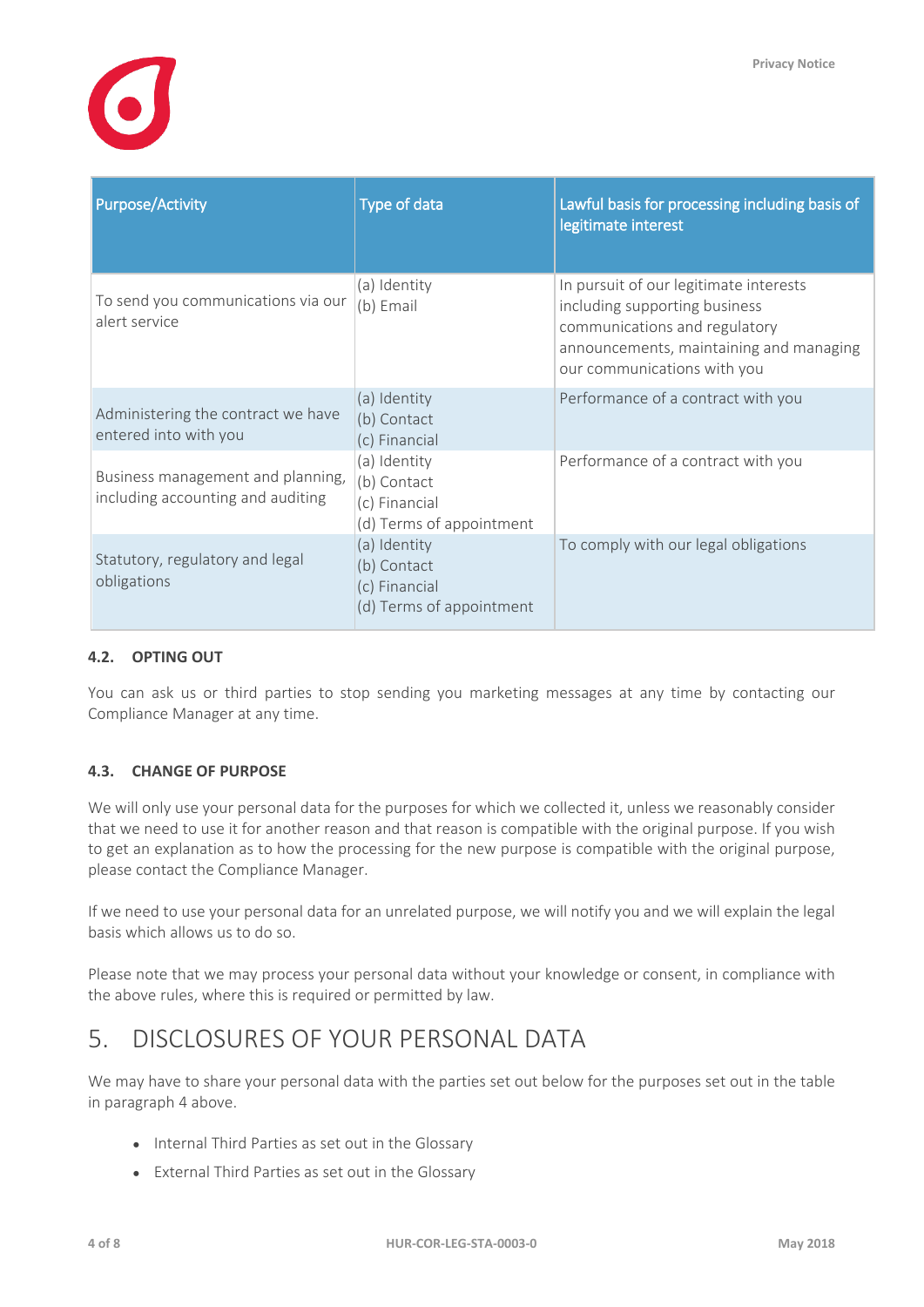| Purpose/Activity | Type of data | Lawful basis for processing including basis of legitimate interest |
|---|---|---|
| To send you communications via our alert service | (a) Identity<br>(b) Email | In pursuit of our legitimate interests including supporting business communications and regulatory announcements, maintaining and managing our communications with you |
| Administering the contract we have entered into with you | (a) Identity<br>(b) Contact<br>(c) Financial | Performance of a contract with you |
| Business management and planning, including accounting and auditing | (a) Identity<br>(b) Contact<br>(c) Financial<br>(d) Terms of appointment | Performance of a contract with you |
| Statutory, regulatory and legal obligations | (a) Identity<br>(b) Contact<br>(c) Financial<br>(d) Terms of appointment | To comply with our legal obligations |

### 4.2. OPTING OUT

You can ask us or third parties to stop sending you marketing messages at any time by contacting our Compliance Manager at any time.

### 4.3. CHANGE OF PURPOSE

We will only use your personal data for the purposes for which we collected it, unless we reasonably consider that we need to use it for another reason and that reason is compatible with the original purpose. If you wish to get an explanation as to how the processing for the new purpose is compatible with the original purpose, please contact the Compliance Manager.

If we need to use your personal data for an unrelated purpose, we will notify you and we will explain the legal basis which allows us to do so.

Please note that we may process your personal data without your knowledge or consent, in compliance with the above rules, where this is required or permitted by law.

# 5. DISCLOSURES OF YOUR PERSONAL DATA

We may have to share your personal data with the parties set out below for the purposes set out in the table in paragraph 4 above.

- Internal Third Parties as set out in the Glossary
- External Third Parties as set out in the Glossary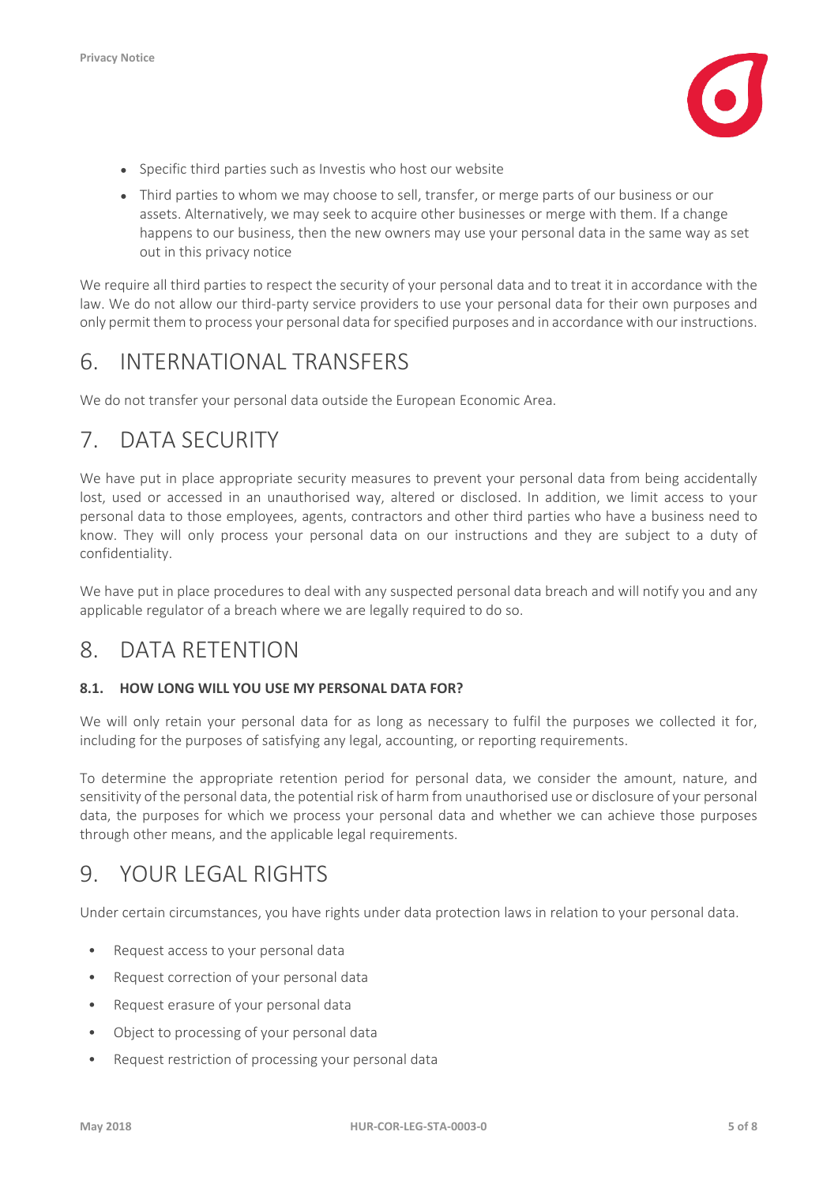- Specific third parties such as Investis who host our website
- Third parties to whom we may choose to sell, transfer, or merge parts of our business or our assets. Alternatively, we may seek to acquire other businesses or merge with them. If a change happens to our business, then the new owners may use your personal data in the same way as set out in this privacy notice

We require all third parties to respect the security of your personal data and to treat it in accordance with the law. We do not allow our third-party service providers to use your personal data for their own purposes and only permit them to process your personal data for specified purposes and in accordance with our instructions.

# 6. INTERNATIONAL TRANSFERS

We do not transfer your personal data outside the European Economic Area.

# 7. DATA SECURITY

We have put in place appropriate security measures to prevent your personal data from being accidentally lost, used or accessed in an unauthorised way, altered or disclosed. In addition, we limit access to your personal data to those employees, agents, contractors and other third parties who have a business need to know. They will only process your personal data on our instructions and they are subject to a duty of confidentiality.

We have put in place procedures to deal with any suspected personal data breach and will notify you and any applicable regulator of a breach where we are legally required to do so.

# 8. DATA RETENTION

### 8.1. HOW LONG WILL YOU USE MY PERSONAL DATA FOR?

We will only retain your personal data for as long as necessary to fulfil the purposes we collected it for, including for the purposes of satisfying any legal, accounting, or reporting requirements.

To determine the appropriate retention period for personal data, we consider the amount, nature, and sensitivity of the personal data, the potential risk of harm from unauthorised use or disclosure of your personal data, the purposes for which we process your personal data and whether we can achieve those purposes through other means, and the applicable legal requirements.

# 9. YOUR LEGAL RIGHTS

Under certain circumstances, you have rights under data protection laws in relation to your personal data.

- Request access to your personal data
- Request correction of your personal data
- Request erasure of your personal data
- Object to processing of your personal data
- Request restriction of processing your personal data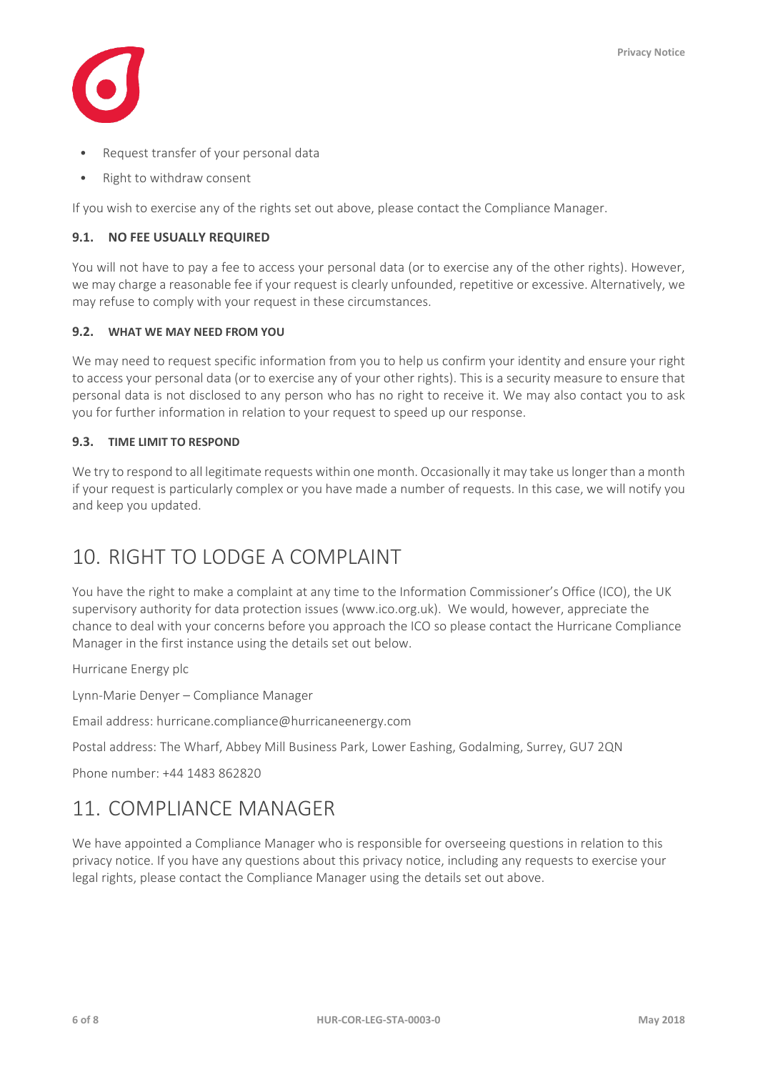- Request transfer of your personal data
- Right to withdraw consent

If you wish to exercise any of the rights set out above, please contact the Compliance Manager.

### 9.1. NO FEE USUALLY REQUIRED

You will not have to pay a fee to access your personal data (or to exercise any of the other rights). However, we may charge a reasonable fee if your request is clearly unfounded, repetitive or excessive. Alternatively, we may refuse to comply with your request in these circumstances.

### 9.2. WHAT WE MAY NEED FROM YOU

We may need to request specific information from you to help us confirm your identity and ensure your right to access your personal data (or to exercise any of your other rights). This is a security measure to ensure that personal data is not disclosed to any person who has no right to receive it. We may also contact you to ask you for further information in relation to your request to speed up our response.

### 9.3. TIME LIMIT TO RESPOND

We try to respond to all legitimate requests within one month. Occasionally it may take us longer than a month if your request is particularly complex or you have made a number of requests. In this case, we will notify you and keep you updated.

## 10. RIGHT TO LODGE A COMPLAINT

You have the right to make a complaint at any time to the Information Commissioner's Office (ICO), the UK supervisory authority for data protection issues (www.ico.org.uk). We would, however, appreciate the chance to deal with your concerns before you approach the ICO so please contact the Hurricane Compliance Manager in the first instance using the details set out below.

Hurricane Energy plc

Lynn-Marie Denyer – Compliance Manager

Email address: hurricane.compliance@hurricaneenergy.com

Postal address: The Wharf, Abbey Mill Business Park, Lower Eashing, Godalming, Surrey, GU7 2QN

Phone number: +44 1483 862820

## 11. COMPLIANCE MANAGER

We have appointed a Compliance Manager who is responsible for overseeing questions in relation to this privacy notice. If you have any questions about this privacy notice, including any requests to exercise your legal rights, please contact the Compliance Manager using the details set out above.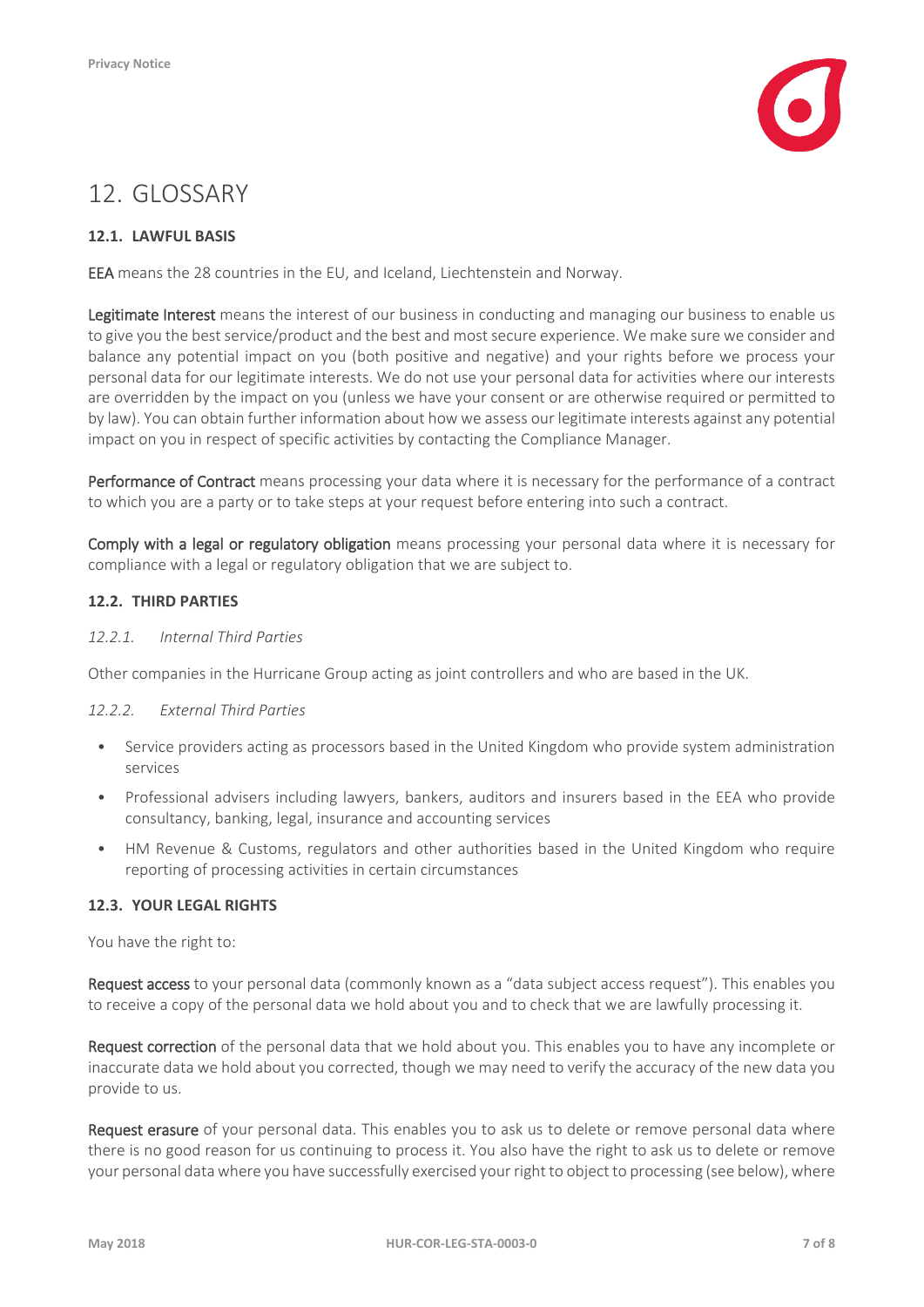# 12. GLOSSARY

### 12.1. LAWFUL BASIS

**EEA** means the 28 countries in the EU, and Iceland, Liechtenstein and Norway.

**Legitimate Interest** means the interest of our business in conducting and managing our business to enable us to give you the best service/product and the best and most secure experience. We make sure we consider and balance any potential impact on you (both positive and negative) and your rights before we process your personal data for our legitimate interests. We do not use your personal data for activities where our interests are overridden by the impact on you (unless we have your consent or are otherwise required or permitted to by law). You can obtain further information about how we assess our legitimate interests against any potential impact on you in respect of specific activities by contacting the Compliance Manager.

**Performance of Contract** means processing your data where it is necessary for the performance of a contract to which you are a party or to take steps at your request before entering into such a contract.

**Comply with a legal or regulatory obligation** means processing your personal data where it is necessary for compliance with a legal or regulatory obligation that we are subject to.

### 12.2. THIRD PARTIES

*12.2.1. Internal Third Parties*

Other companies in the Hurricane Group acting as joint controllers and who are based in the UK.

*12.2.2. External Third Parties*

- Service providers acting as processors based in the United Kingdom who provide system administration services
- Professional advisers including lawyers, bankers, auditors and insurers based in the EEA who provide consultancy, banking, legal, insurance and accounting services
- HM Revenue & Customs, regulators and other authorities based in the United Kingdom who require reporting of processing activities in certain circumstances

### 12.3. YOUR LEGAL RIGHTS

You have the right to:

**Request access** to your personal data (commonly known as a "data subject access request"). This enables you to receive a copy of the personal data we hold about you and to check that we are lawfully processing it.

**Request correction** of the personal data that we hold about you. This enables you to have any incomplete or inaccurate data we hold about you corrected, though we may need to verify the accuracy of the new data you provide to us.

**Request erasure** of your personal data. This enables you to ask us to delete or remove personal data where there is no good reason for us continuing to process it. You also have the right to ask us to delete or remove your personal data where you have successfully exercised your right to object to processing (see below), where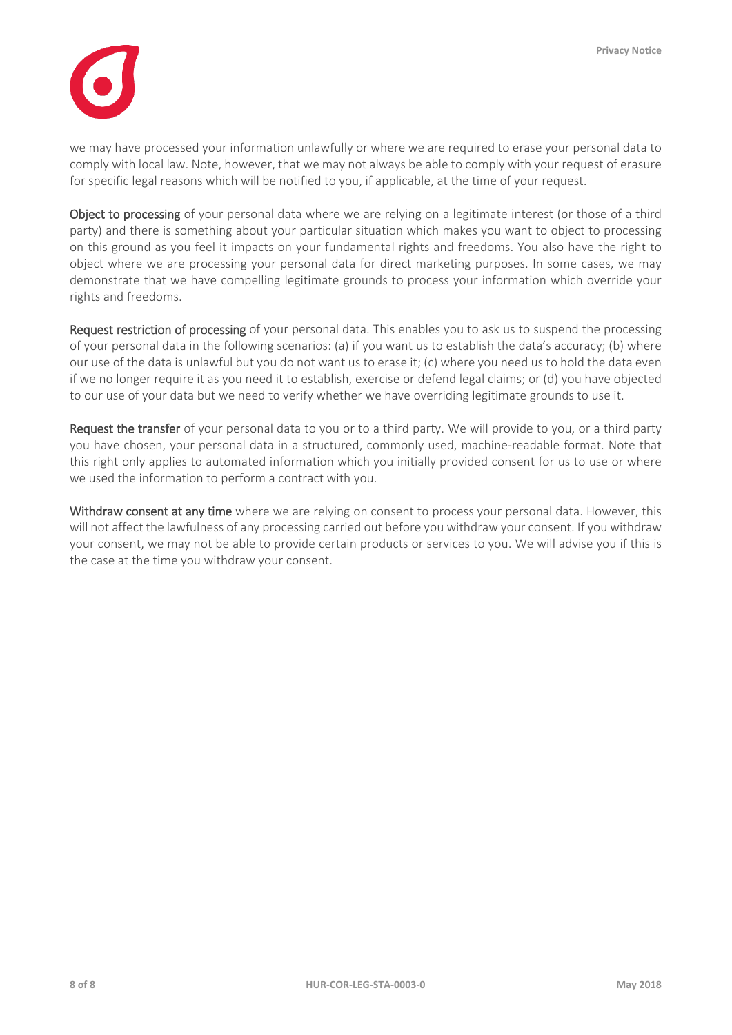we may have processed your information unlawfully or where we are required to erase your personal data to comply with local law. Note, however, that we may not always be able to comply with your request of erasure for specific legal reasons which will be notified to you, if applicable, at the time of your request.

**Object to processing** of your personal data where we are relying on a legitimate interest (or those of a third party) and there is something about your particular situation which makes you want to object to processing on this ground as you feel it impacts on your fundamental rights and freedoms. You also have the right to object where we are processing your personal data for direct marketing purposes. In some cases, we may demonstrate that we have compelling legitimate grounds to process your information which override your rights and freedoms.

**Request restriction of processing** of your personal data. This enables you to ask us to suspend the processing of your personal data in the following scenarios: (a) if you want us to establish the data's accuracy; (b) where our use of the data is unlawful but you do not want us to erase it; (c) where you need us to hold the data even if we no longer require it as you need it to establish, exercise or defend legal claims; or (d) you have objected to our use of your data but we need to verify whether we have overriding legitimate grounds to use it.

**Request the transfer** of your personal data to you or to a third party. We will provide to you, or a third party you have chosen, your personal data in a structured, commonly used, machine-readable format. Note that this right only applies to automated information which you initially provided consent for us to use or where we used the information to perform a contract with you.

**Withdraw consent at any time** where we are relying on consent to process your personal data. However, this will not affect the lawfulness of any processing carried out before you withdraw your consent. If you withdraw your consent, we may not be able to provide certain products or services to you. We will advise you if this is the case at the time you withdraw your consent.